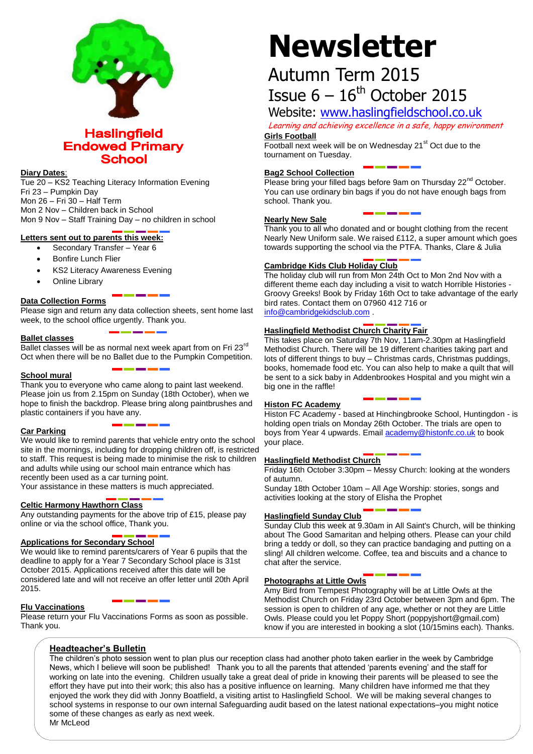# Haslingfield Endowed Primary School

# Newsletter

## Autumn Term 2015

## Issue 6 – 16th October 2015

Website: www.haslingfieldschool.co.uk

*Learning and achieving excellence in a safe, happy environment*

**Diary Dates**:

Tue 20 – KS2 Teaching Literacy Information Evening
Fri 23 – Pumpkin Day
Mon 26 – Fri 30 – Half Term
Mon 2 Nov – Children back in School
Mon 9 Nov – Staff Training Day – no children in school

**Letters sent out to parents this week:**

- Secondary Transfer – Year 6
- Bonfire Lunch Flier
- KS2 Literacy Awareness Evening
- Online Library

**Data Collection Forms**

Please sign and return any data collection sheets, sent home last week, to the school office urgently. Thank you.

**Ballet classes**

Ballet classes will be as normal next week apart from on Fri 23rd Oct when there will be no Ballet due to the Pumpkin Competition.

**School mural**

Thank you to everyone who came along to paint last weekend. Please join us from 2.15pm on Sunday (18th October), when we hope to finish the backdrop. Please bring along paintbrushes and plastic containers if you have any.

**Car Parking**

We would like to remind parents that vehicle entry onto the school site in the mornings, including for dropping children off, is restricted to staff. This request is being made to minimise the risk to children and adults while using our school main entrance which has recently been used as a car turning point.
Your assistance in these matters is much appreciated.

**Celtic Harmony Hawthorn Class**

Any outstanding payments for the above trip of £15, please pay online or via the school office, Thank you.

**Applications for Secondary School**

We would like to remind parents/carers of Year 6 pupils that the deadline to apply for a Year 7 Secondary School place is 31st October 2015. Applications received after this date will be considered late and will not receive an offer letter until 20th April 2015.

**Flu Vaccinations**

Please return your Flu Vaccinations Forms as soon as possible. Thank you.

**Girls Football**

Football next week will be on Wednesday 21st Oct due to the tournament on Tuesday.

**Bag2 School Collection**

Please bring your filled bags before 9am on Thursday 22nd October. You can use ordinary bin bags if you do not have enough bags from school. Thank you.

**Nearly New Sale**

Thank you to all who donated and or bought clothing from the recent Nearly New Uniform sale. We raised £112, a super amount which goes towards supporting the school via the PTFA. Thanks, Clare & Julia

**Cambridge Kids Club Holiday Club**

The holiday club will run from Mon 24th Oct to Mon 2nd Nov with a different theme each day including a visit to watch Horrible Histories - Groovy Greeks! Book by Friday 16th Oct to take advantage of the early bird rates. Contact them on 07960 412 716 or info@cambridgekidsclub.com .

**Haslingfield Methodist Church Charity Fair**

This takes place on Saturday 7th Nov, 11am-2.30pm at Haslingfield Methodist Church. There will be 19 different charities taking part and lots of different things to buy – Christmas cards, Christmas puddings, books, homemade food etc. You can also help to make a quilt that will be sent to a sick baby in Addenbrookes Hospital and you might win a big one in the raffle!

**Histon FC Academy**

Histon FC Academy - based at Hinchingbrooke School, Huntingdon - is holding open trials on Monday 26th October. The trials are open to boys from Year 4 upwards. Email academy@histonfc.co.uk to book your place.

**Haslingfield Methodist Church**

Friday 16th October 3:30pm – Messy Church: looking at the wonders of autumn.
Sunday 18th October 10am – All Age Worship: stories, songs and activities looking at the story of Elisha the Prophet

**Haslingfield Sunday Club**

Sunday Club this week at 9.30am in All Saint's Church, will be thinking about The Good Samaritan and helping others. Please can your child bring a teddy or doll, so they can practice bandaging and putting on a sling! All children welcome. Coffee, tea and biscuits and a chance to chat after the service.

**Photographs at Little Owls**

Amy Bird from Tempest Photography will be at Little Owls at the Methodist Church on Friday 23rd October between 3pm and 6pm. The session is open to children of any age, whether or not they are Little Owls. Please could you let Poppy Short (poppyjshort@gmail.com) know if you are interested in booking a slot (10/15mins each). Thanks.

**Headteacher's Bulletin**

The children's photo session went to plan plus our reception class had another photo taken earlier in the week by Cambridge News, which I believe will soon be published! Thank you to all the parents that attended 'parents evening' and the staff for working on late into the evening. Children usually take a great deal of pride in knowing their parents will be pleased to see the effort they have put into their work; this also has a positive influence on learning. Many children have informed me that they enjoyed the work they did with Jonny Boatfield, a visiting artist to Haslingfield School. We will be making several changes to school systems in response to our own internal Safeguarding audit based on the latest national expectations–you might notice some of these changes as early as next week.
Mr McLeod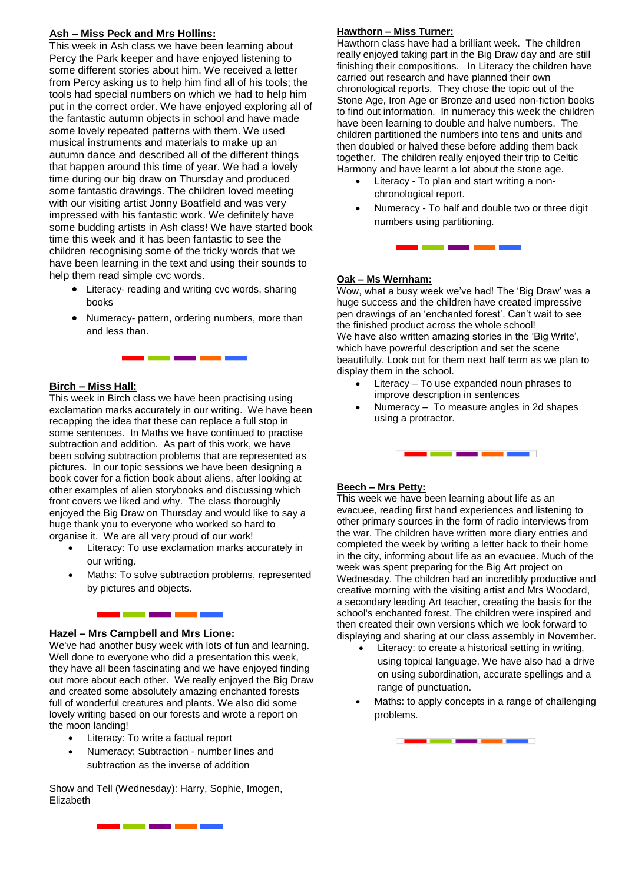**Ash – Miss Peck and Mrs Hollins:**

This week in Ash class we have been learning about Percy the Park keeper and have enjoyed listening to some different stories about him. We received a letter from Percy asking us to help him find all of his tools; the tools had special numbers on which we had to help him put in the correct order. We have enjoyed exploring all of the fantastic autumn objects in school and have made some lovely repeated patterns with them. We used musical instruments and materials to make up an autumn dance and described all of the different things that happen around this time of year. We had a lovely time during our big draw on Thursday and produced some fantastic drawings. The children loved meeting with our visiting artist Jonny Boatfield and was very impressed with his fantastic work. We definitely have some budding artists in Ash class! We have started book time this week and it has been fantastic to see the children recognising some of the tricky words that we have been learning in the text and using their sounds to help them read simple cvc words.

- Literacy- reading and writing cvc words, sharing books
- Numeracy- pattern, ordering numbers, more than and less than.

**Birch – Miss Hall:**

This week in Birch class we have been practising using exclamation marks accurately in our writing. We have been recapping the idea that these can replace a full stop in some sentences. In Maths we have continued to practise subtraction and addition. As part of this work, we have been solving subtraction problems that are represented as pictures. In our topic sessions we have been designing a book cover for a fiction book about aliens, after looking at other examples of alien storybooks and discussing which front covers we liked and why. The class thoroughly enjoyed the Big Draw on Thursday and would like to say a huge thank you to everyone who worked so hard to organise it. We are all very proud of our work!

- Literacy: To use exclamation marks accurately in our writing.
- Maths: To solve subtraction problems, represented by pictures and objects.

**Hazel – Mrs Campbell and Mrs Lione:**

We've had another busy week with lots of fun and learning. Well done to everyone who did a presentation this week, they have all been fascinating and we have enjoyed finding out more about each other. We really enjoyed the Big Draw and created some absolutely amazing enchanted forests full of wonderful creatures and plants. We also did some lovely writing based on our forests and wrote a report on the moon landing!

- Literacy: To write a factual report
- Numeracy: Subtraction - number lines and subtraction as the inverse of addition

Show and Tell (Wednesday): Harry, Sophie, Imogen, Elizabeth

**Hawthorn – Miss Turner:**

Hawthorn class have had a brilliant week. The children really enjoyed taking part in the Big Draw day and are still finishing their compositions. In Literacy the children have carried out research and have planned their own chronological reports. They chose the topic out of the Stone Age, Iron Age or Bronze and used non-fiction books to find out information. In numeracy this week the children have been learning to double and halve numbers. The children partitioned the numbers into tens and units and then doubled or halved these before adding them back together. The children really enjoyed their trip to Celtic Harmony and have learnt a lot about the stone age.

- Literacy - To plan and start writing a non-chronological report.
- Numeracy - To half and double two or three digit numbers using partitioning.

**Oak – Ms Wernham:**

Wow, what a busy week we've had! The 'Big Draw' was a huge success and the children have created impressive pen drawings of an 'enchanted forest'. Can't wait to see the finished product across the whole school!
We have also written amazing stories in the 'Big Write', which have powerful description and set the scene beautifully. Look out for them next half term as we plan to display them in the school.

- Literacy – To use expanded noun phrases to improve description in sentences
- Numeracy – To measure angles in 2d shapes using a protractor.

**Beech – Mrs Petty:**

This week we have been learning about life as an evacuee, reading first hand experiences and listening to other primary sources in the form of radio interviews from the war. The children have written more diary entries and completed the week by writing a letter back to their home in the city, informing about life as an evacuee. Much of the week was spent preparing for the Big Art project on Wednesday. The children had an incredibly productive and creative morning with the visiting artist and Mrs Woodard, a secondary leading Art teacher, creating the basis for the school's enchanted forest. The children were inspired and then created their own versions which we look forward to displaying and sharing at our class assembly in November.

- Literacy: to create a historical setting in writing, using topical language. We have also had a drive on using subordination, accurate spellings and a range of punctuation.
- Maths: to apply concepts in a range of challenging problems.